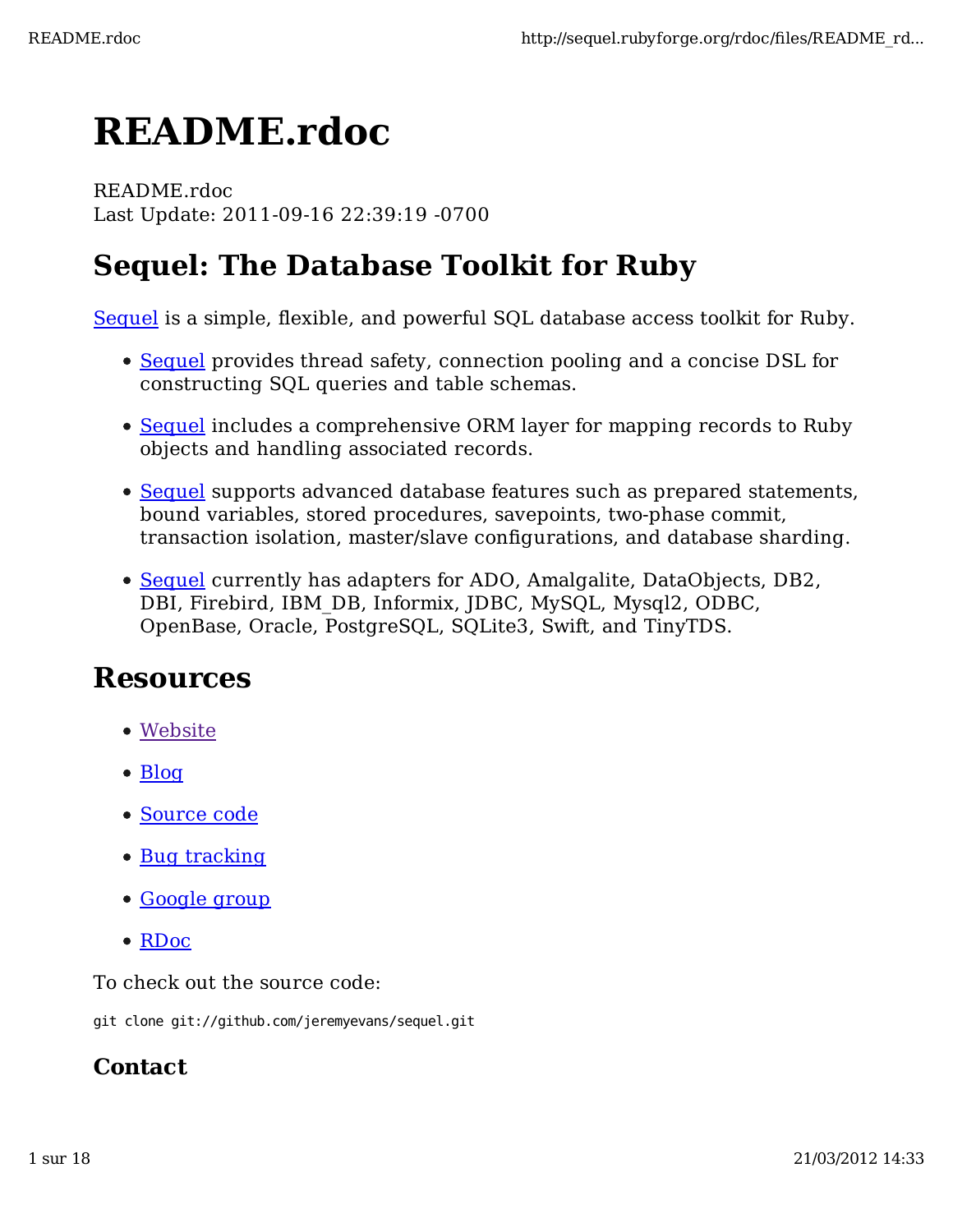# README.rdoc

README.rdoc
Last Update: 2011-09-16 22:39:19 -0700

## Sequel: The Database Toolkit for Ruby

Sequel is a simple, flexible, and powerful SQL database access toolkit for Ruby.

- Sequel provides thread safety, connection pooling and a concise DSL for constructing SQL queries and table schemas.
- Sequel includes a comprehensive ORM layer for mapping records to Ruby objects and handling associated records.
- Sequel supports advanced database features such as prepared statements, bound variables, stored procedures, savepoints, two-phase commit, transaction isolation, master/slave configurations, and database sharding.
- Sequel currently has adapters for ADO, Amalgalite, DataObjects, DB2, DBI, Firebird, IBM_DB, Informix, JDBC, MySQL, Mysql2, ODBC, OpenBase, Oracle, PostgreSQL, SQLite3, Swift, and TinyTDS.

## Resources

- Website
- Blog
- Source code
- Bug tracking
- Google group
- RDoc

To check out the source code:

```
git clone git://github.com/jeremyevans/sequel.git
```

### Contact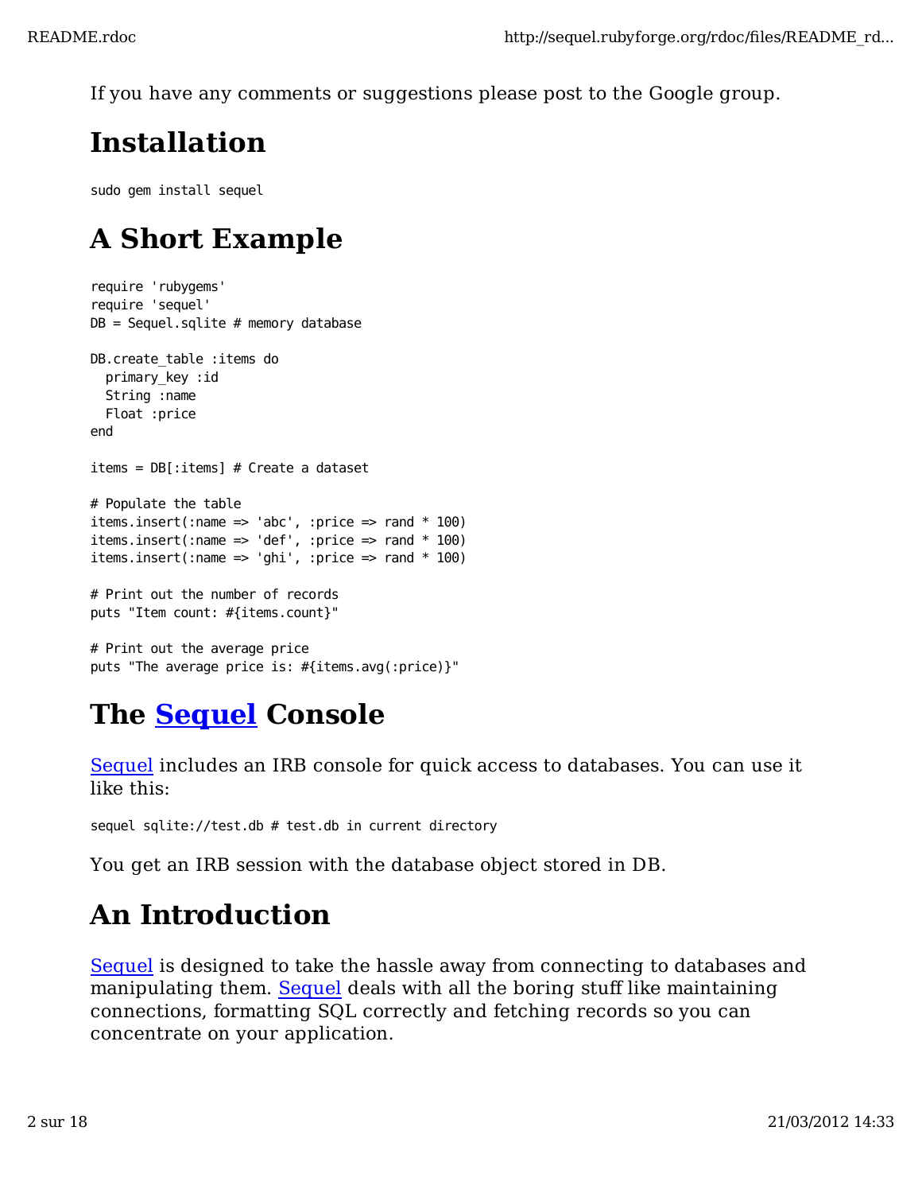If you have any comments or suggestions please post to the Google group.

## Installation

```
sudo gem install sequel
```

## A Short Example

```
require 'rubygems'
require 'sequel'
DB = Sequel.sqlite # memory database

DB.create_table :items do
  primary_key :id
  String :name
  Float :price
end

items = DB[:items] # Create a dataset

# Populate the table
items.insert(:name => 'abc', :price => rand * 100)
items.insert(:name => 'def', :price => rand * 100)
items.insert(:name => 'ghi', :price => rand * 100)

# Print out the number of records
puts "Item count: #{items.count}"

# Print out the average price
puts "The average price is: #{items.avg(:price)}"
```

## The Sequel Console

Sequel includes an IRB console for quick access to databases. You can use it like this:

```
sequel sqlite://test.db # test.db in current directory
```

You get an IRB session with the database object stored in DB.

## An Introduction

Sequel is designed to take the hassle away from connecting to databases and manipulating them. Sequel deals with all the boring stuff like maintaining connections, formatting SQL correctly and fetching records so you can concentrate on your application.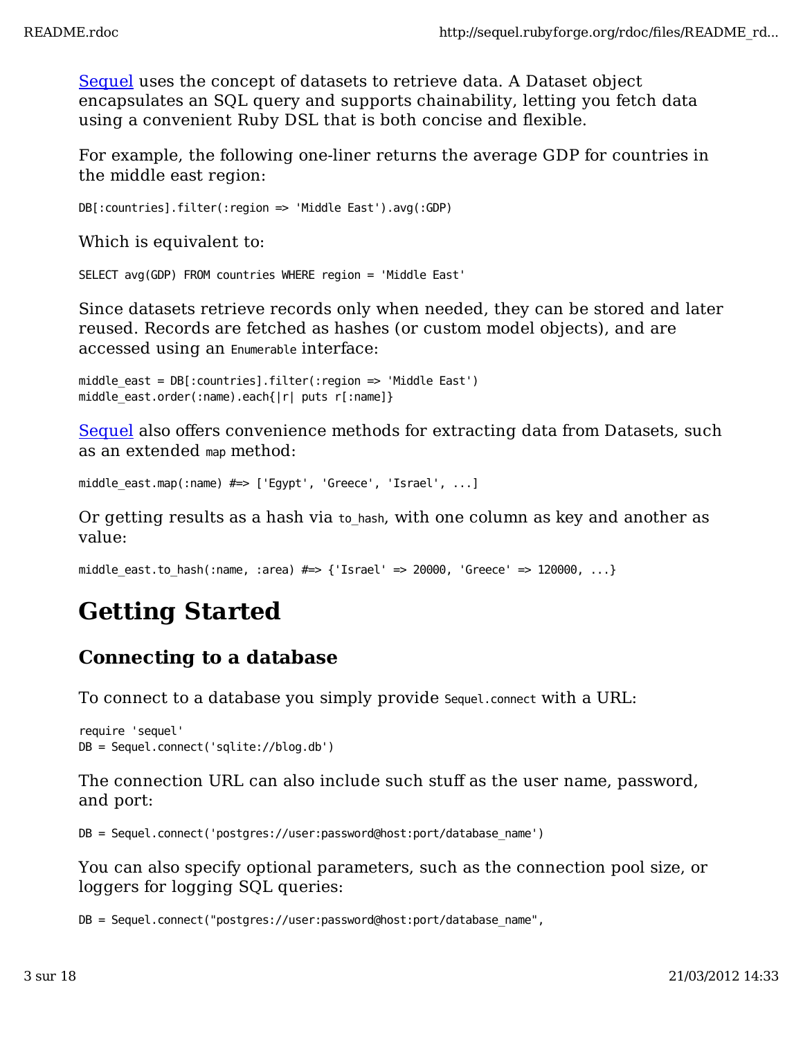Sequel uses the concept of datasets to retrieve data. A Dataset object encapsulates an SQL query and supports chainability, letting you fetch data using a convenient Ruby DSL that is both concise and flexible.

For example, the following one-liner returns the average GDP for countries in the middle east region:

```
DB[:countries].filter(:region => 'Middle East').avg(:GDP)
```

Which is equivalent to:

```
SELECT avg(GDP) FROM countries WHERE region = 'Middle East'
```

Since datasets retrieve records only when needed, they can be stored and later reused. Records are fetched as hashes (or custom model objects), and are accessed using an `Enumerable` interface:

```
middle_east = DB[:countries].filter(:region => 'Middle East')
middle_east.order(:name).each{|r| puts r[:name]}
```

Sequel also offers convenience methods for extracting data from Datasets, such as an extended `map` method:

```
middle_east.map(:name) #=> ['Egypt', 'Greece', 'Israel', ...]
```

Or getting results as a hash via `to_hash`, with one column as key and another as value:

```
middle_east.to_hash(:name, :area) #=> {'Israel' => 20000, 'Greece' => 120000, ...}
```

# Getting Started

## Connecting to a database

To connect to a database you simply provide `Sequel.connect` with a URL:

```
require 'sequel'
DB = Sequel.connect('sqlite://blog.db')
```

The connection URL can also include such stuff as the user name, password, and port:

```
DB = Sequel.connect('postgres://user:password@host:port/database_name')
```

You can also specify optional parameters, such as the connection pool size, or loggers for logging SQL queries:

```
DB = Sequel.connect("postgres://user:password@host:port/database_name",
```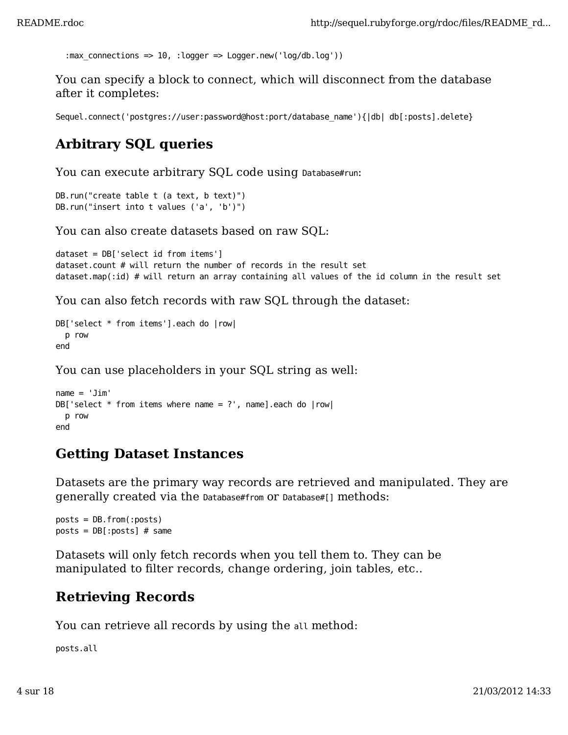```
  :max_connections => 10, :logger => Logger.new('log/db.log'))
```

You can specify a block to connect, which will disconnect from the database after it completes:

```
Sequel.connect('postgres://user:password@host:port/database_name'){|db| db[:posts].delete}
```

## Arbitrary SQL queries

You can execute arbitrary SQL code using `Database#run`:

```
DB.run("create table t (a text, b text)")
DB.run("insert into t values ('a', 'b')")
```

You can also create datasets based on raw SQL:

```
dataset = DB['select id from items']
dataset.count # will return the number of records in the result set
dataset.map(:id) # will return an array containing all values of the id column in the result set
```

You can also fetch records with raw SQL through the dataset:

```
DB['select * from items'].each do |row|
  p row
end
```

You can use placeholders in your SQL string as well:

```
name = 'Jim'
DB['select * from items where name = ?', name].each do |row|
  p row
end
```

## Getting Dataset Instances

Datasets are the primary way records are retrieved and manipulated. They are generally created via the `Database#from` or `Database#[]` methods:

```
posts = DB.from(:posts)
posts = DB[:posts] # same
```

Datasets will only fetch records when you tell them to. They can be manipulated to filter records, change ordering, join tables, etc..

## Retrieving Records

You can retrieve all records by using the `all` method:

```
posts.all
```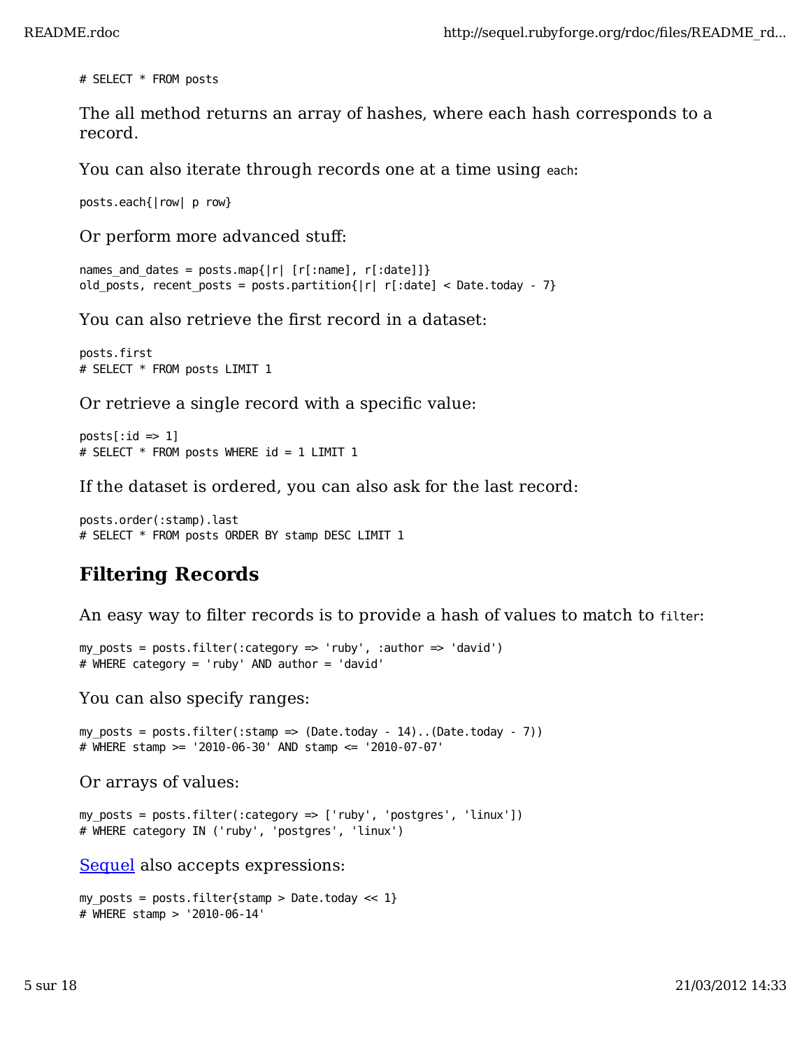```
# SELECT * FROM posts
```

The all method returns an array of hashes, where each hash corresponds to a record.

You can also iterate through records one at a time using `each`:

```
posts.each{|row| p row}
```

Or perform more advanced stuff:

```
names_and_dates = posts.map{|r| [r[:name], r[:date]]}
old_posts, recent_posts = posts.partition{|r| r[:date] < Date.today - 7}
```

You can also retrieve the first record in a dataset:

```
posts.first
# SELECT * FROM posts LIMIT 1
```

Or retrieve a single record with a specific value:

```
posts[:id => 1]
# SELECT * FROM posts WHERE id = 1 LIMIT 1
```

If the dataset is ordered, you can also ask for the last record:

```
posts.order(:stamp).last
# SELECT * FROM posts ORDER BY stamp DESC LIMIT 1
```

## Filtering Records

An easy way to filter records is to provide a hash of values to match to `filter`:

```
my_posts = posts.filter(:category => 'ruby', :author => 'david')
# WHERE category = 'ruby' AND author = 'david'
```

You can also specify ranges:

```
my_posts = posts.filter(:stamp => (Date.today - 14)..(Date.today - 7))
# WHERE stamp >= '2010-06-30' AND stamp <= '2010-07-07'
```

Or arrays of values:

```
my_posts = posts.filter(:category => ['ruby', 'postgres', 'linux'])
# WHERE category IN ('ruby', 'postgres', 'linux')
```

Sequel also accepts expressions:

```
my_posts = posts.filter{stamp > Date.today << 1}
# WHERE stamp > '2010-06-14'
```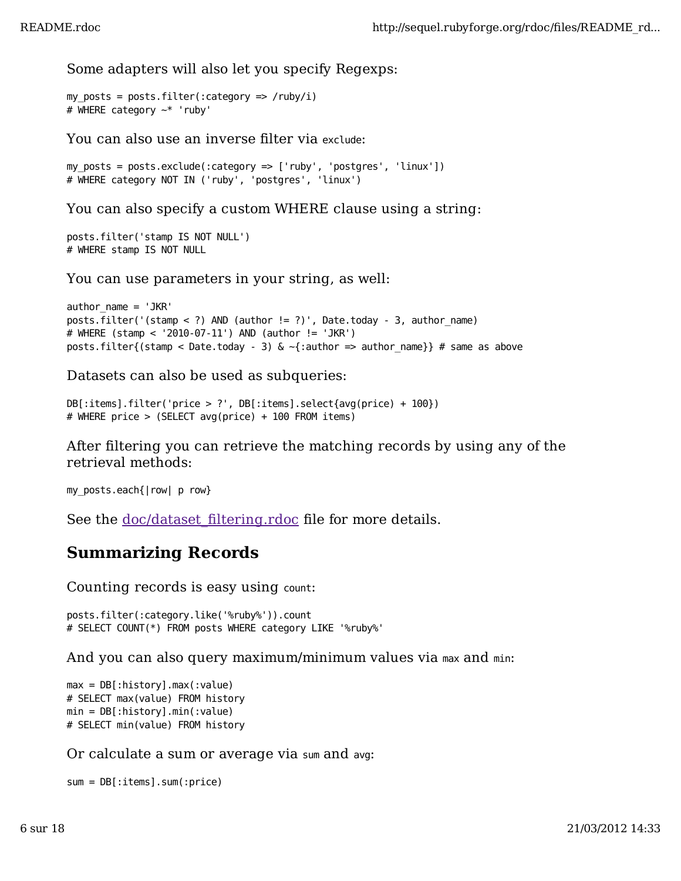Some adapters will also let you specify Regexps:

```
my_posts = posts.filter(:category => /ruby/i)
# WHERE category ~* 'ruby'
```

You can also use an inverse filter via `exclude`:

```
my_posts = posts.exclude(:category => ['ruby', 'postgres', 'linux'])
# WHERE category NOT IN ('ruby', 'postgres', 'linux')
```

You can also specify a custom WHERE clause using a string:

```
posts.filter('stamp IS NOT NULL')
# WHERE stamp IS NOT NULL
```

You can use parameters in your string, as well:

```
author_name = 'JKR'
posts.filter('(stamp < ?) AND (author != ?)', Date.today - 3, author_name)
# WHERE (stamp < '2010-07-11') AND (author != 'JKR')
posts.filter{(stamp < Date.today - 3) & ~{:author => author_name}} # same as above
```

Datasets can also be used as subqueries:

```
DB[:items].filter('price > ?', DB[:items].select{avg(price) + 100})
# WHERE price > (SELECT avg(price) + 100 FROM items)
```

After filtering you can retrieve the matching records by using any of the retrieval methods:

```
my_posts.each{|row| p row}
```

See the doc/dataset_filtering.rdoc file for more details.

## Summarizing Records

Counting records is easy using `count`:

```
posts.filter(:category.like('%ruby%')).count
# SELECT COUNT(*) FROM posts WHERE category LIKE '%ruby%'
```

And you can also query maximum/minimum values via `max` and `min`:

```
max = DB[:history].max(:value)
# SELECT max(value) FROM history
min = DB[:history].min(:value)
# SELECT min(value) FROM history
```

Or calculate a sum or average via `sum` and `avg`:

```
sum = DB[:items].sum(:price)
```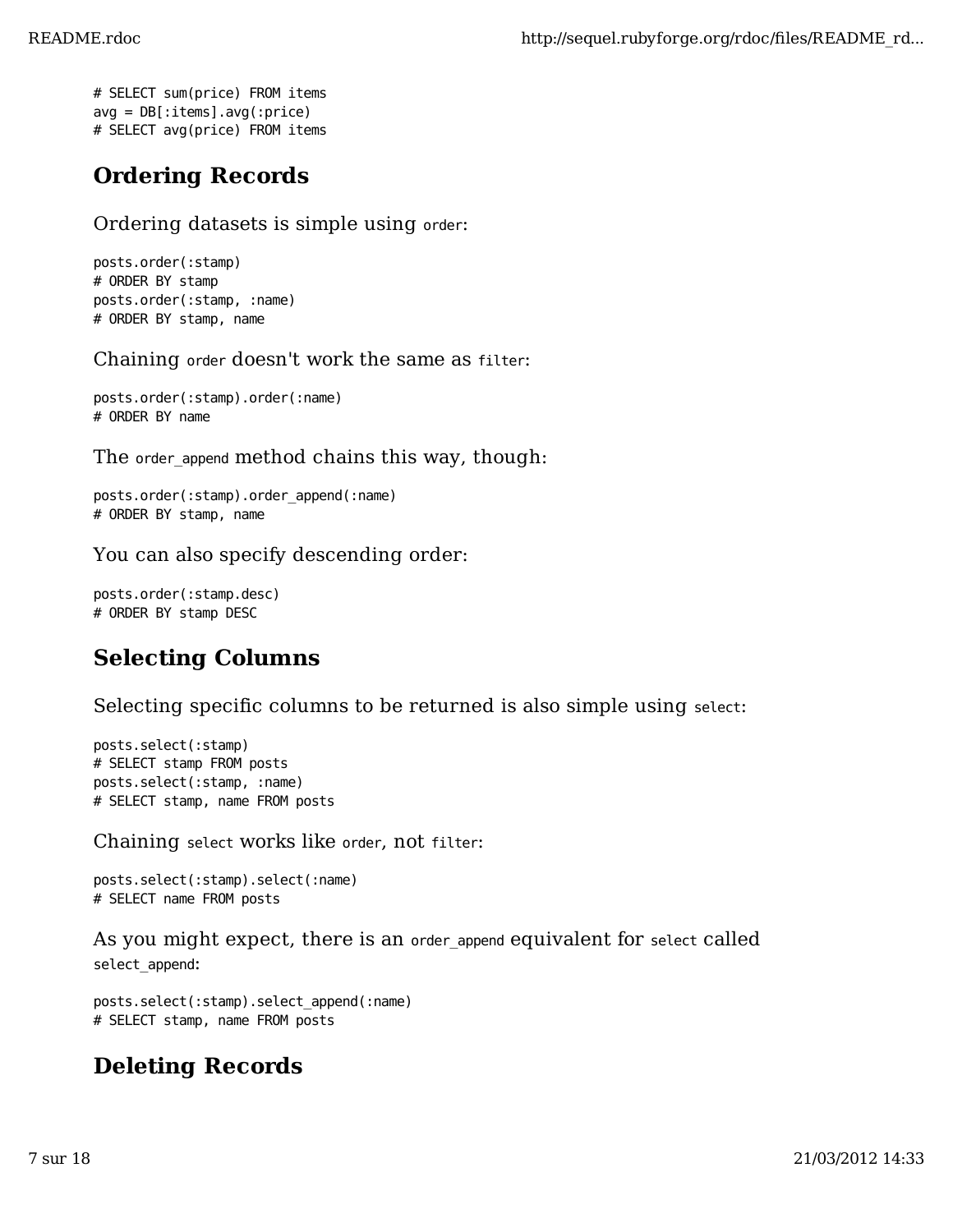```
# SELECT sum(price) FROM items
avg = DB[:items].avg(:price)
# SELECT avg(price) FROM items
```

## Ordering Records

Ordering datasets is simple using `order`:

```
posts.order(:stamp)
# ORDER BY stamp
posts.order(:stamp, :name)
# ORDER BY stamp, name
```

Chaining `order` doesn't work the same as `filter`:

```
posts.order(:stamp).order(:name)
# ORDER BY name
```

The `order_append` method chains this way, though:

```
posts.order(:stamp).order_append(:name)
# ORDER BY stamp, name
```

You can also specify descending order:

```
posts.order(:stamp.desc)
# ORDER BY stamp DESC
```

## Selecting Columns

Selecting specific columns to be returned is also simple using `select`:

```
posts.select(:stamp)
# SELECT stamp FROM posts
posts.select(:stamp, :name)
# SELECT stamp, name FROM posts
```

Chaining `select` works like `order`, not `filter`:

```
posts.select(:stamp).select(:name)
# SELECT name FROM posts
```

As you might expect, there is an `order_append` equivalent for `select` called `select_append`:

```
posts.select(:stamp).select_append(:name)
# SELECT stamp, name FROM posts
```

## Deleting Records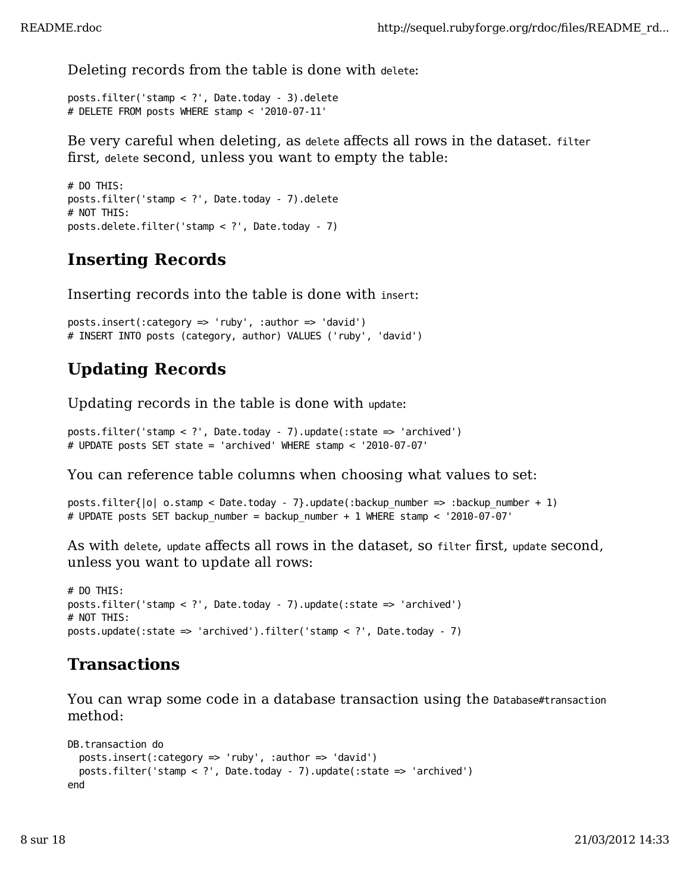Deleting records from the table is done with `delete`:

```
posts.filter('stamp < ?', Date.today - 3).delete
# DELETE FROM posts WHERE stamp < '2010-07-11'
```

Be very careful when deleting, as `delete` affects all rows in the dataset. `filter` first, `delete` second, unless you want to empty the table:

```
# DO THIS:
posts.filter('stamp < ?', Date.today - 7).delete
# NOT THIS:
posts.delete.filter('stamp < ?', Date.today - 7)
```

## Inserting Records

Inserting records into the table is done with `insert`:

```
posts.insert(:category => 'ruby', :author => 'david')
# INSERT INTO posts (category, author) VALUES ('ruby', 'david')
```

## Updating Records

Updating records in the table is done with `update`:

```
posts.filter('stamp < ?', Date.today - 7).update(:state => 'archived')
# UPDATE posts SET state = 'archived' WHERE stamp < '2010-07-07'
```

You can reference table columns when choosing what values to set:

```
posts.filter{|o| o.stamp < Date.today - 7}.update(:backup_number => :backup_number + 1)
# UPDATE posts SET backup_number = backup_number + 1 WHERE stamp < '2010-07-07'
```

As with `delete`, `update` affects all rows in the dataset, so `filter` first, `update` second, unless you want to update all rows:

```
# DO THIS:
posts.filter('stamp < ?', Date.today - 7).update(:state => 'archived')
# NOT THIS:
posts.update(:state => 'archived').filter('stamp < ?', Date.today - 7)
```

## Transactions

You can wrap some code in a database transaction using the `Database#transaction` method:

```
DB.transaction do
  posts.insert(:category => 'ruby', :author => 'david')
  posts.filter('stamp < ?', Date.today - 7).update(:state => 'archived')
end
```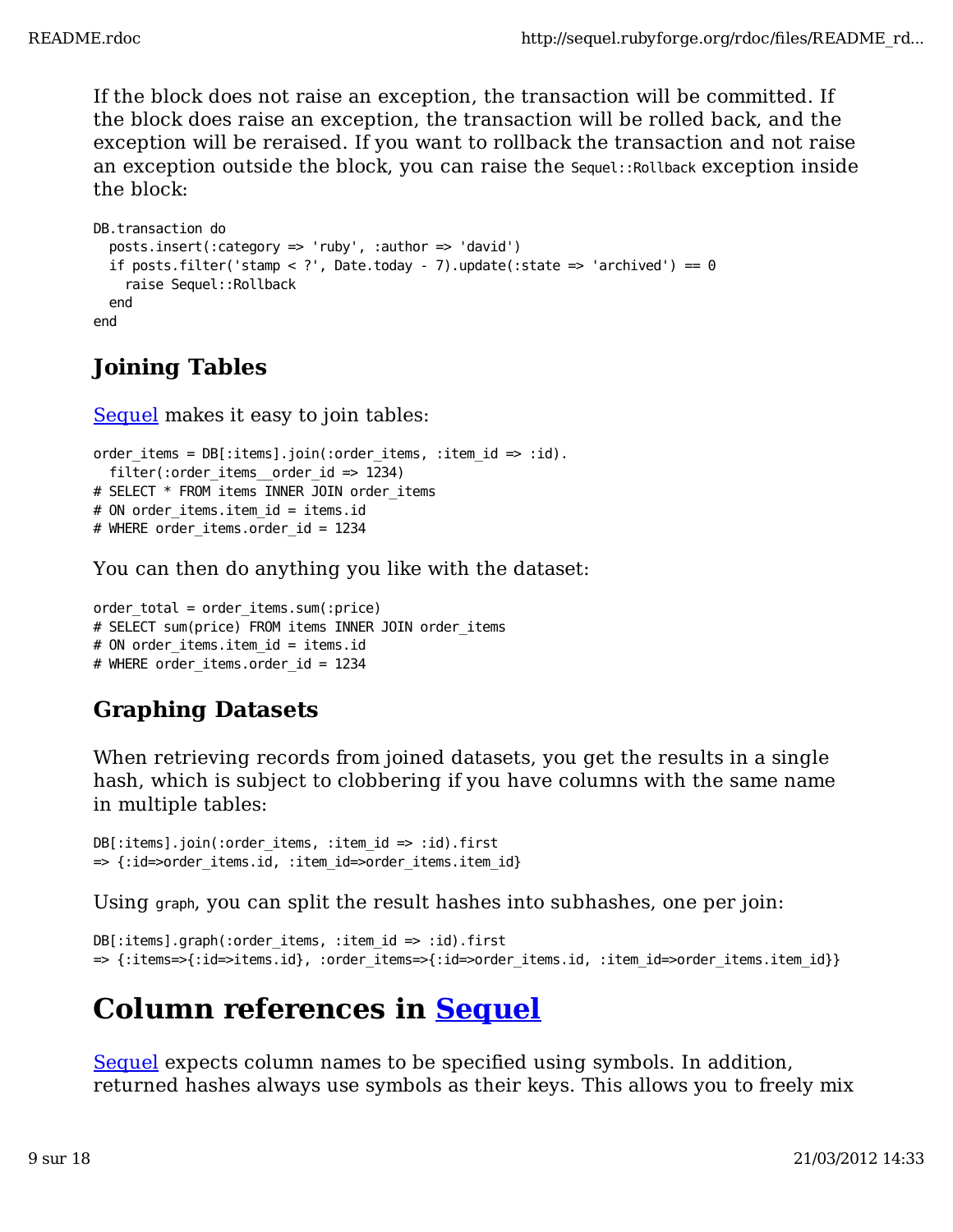If the block does not raise an exception, the transaction will be committed. If the block does raise an exception, the transaction will be rolled back, and the exception will be reraised. If you want to rollback the transaction and not raise an exception outside the block, you can raise the `Sequel::Rollback` exception inside the block:

```
DB.transaction do
  posts.insert(:category => 'ruby', :author => 'david')
  if posts.filter('stamp < ?', Date.today - 7).update(:state => 'archived') == 0
    raise Sequel::Rollback
  end
end
```

### Joining Tables

Sequel makes it easy to join tables:

```
order_items = DB[:items].join(:order_items, :item_id => :id).
  filter(:order_items__order_id => 1234)
# SELECT * FROM items INNER JOIN order_items
# ON order_items.item_id = items.id
# WHERE order_items.order_id = 1234
```

You can then do anything you like with the dataset:

```
order_total = order_items.sum(:price)
# SELECT sum(price) FROM items INNER JOIN order_items
# ON order_items.item_id = items.id
# WHERE order_items.order_id = 1234
```

### Graphing Datasets

When retrieving records from joined datasets, you get the results in a single hash, which is subject to clobbering if you have columns with the same name in multiple tables:

```
DB[:items].join(:order_items, :item_id => :id).first
=> {:id=>order_items.id, :item_id=>order_items.item_id}
```

Using `graph`, you can split the result hashes into subhashes, one per join:

```
DB[:items].graph(:order_items, :item_id => :id).first
=> {:items=>{:id=>items.id}, :order_items=>{:id=>order_items.id, :item_id=>order_items.item_id}}
```

## Column references in Sequel

Sequel expects column names to be specified using symbols. In addition, returned hashes always use symbols as their keys. This allows you to freely mix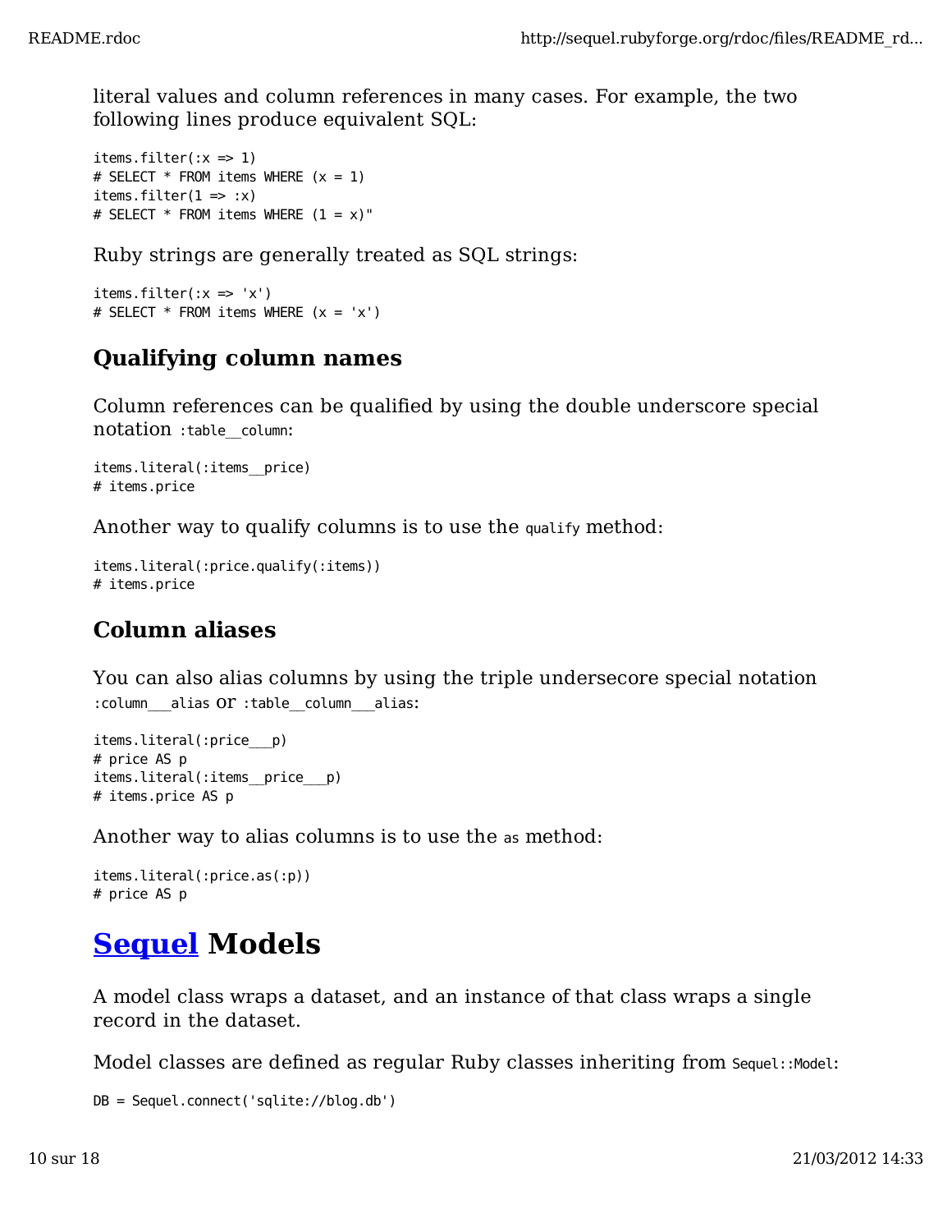literal values and column references in many cases. For example, the two following lines produce equivalent SQL:

```
items.filter(:x => 1)
# SELECT * FROM items WHERE (x = 1)
items.filter(1 => :x)
# SELECT * FROM items WHERE (1 = x)"
```

Ruby strings are generally treated as SQL strings:

```
items.filter(:x => 'x')
# SELECT * FROM items WHERE (x = 'x')
```

### Qualifying column names

Column references can be qualified by using the double underscore special notation `:table__column`:

```
items.literal(:items__price)
# items.price
```

Another way to qualify columns is to use the `qualify` method:

```
items.literal(:price.qualify(:items))
# items.price
```

### Column aliases

You can also alias columns by using the triple undersecore special notation `:column___alias` or `:table__column___alias`:

```
items.literal(:price___p)
# price AS p
items.literal(:items__price___p)
# items.price AS p
```

Another way to alias columns is to use the `as` method:

```
items.literal(:price.as(:p))
# price AS p
```

## Sequel Models

A model class wraps a dataset, and an instance of that class wraps a single record in the dataset.

Model classes are defined as regular Ruby classes inheriting from `Sequel::Model`:

```
DB = Sequel.connect('sqlite://blog.db')
```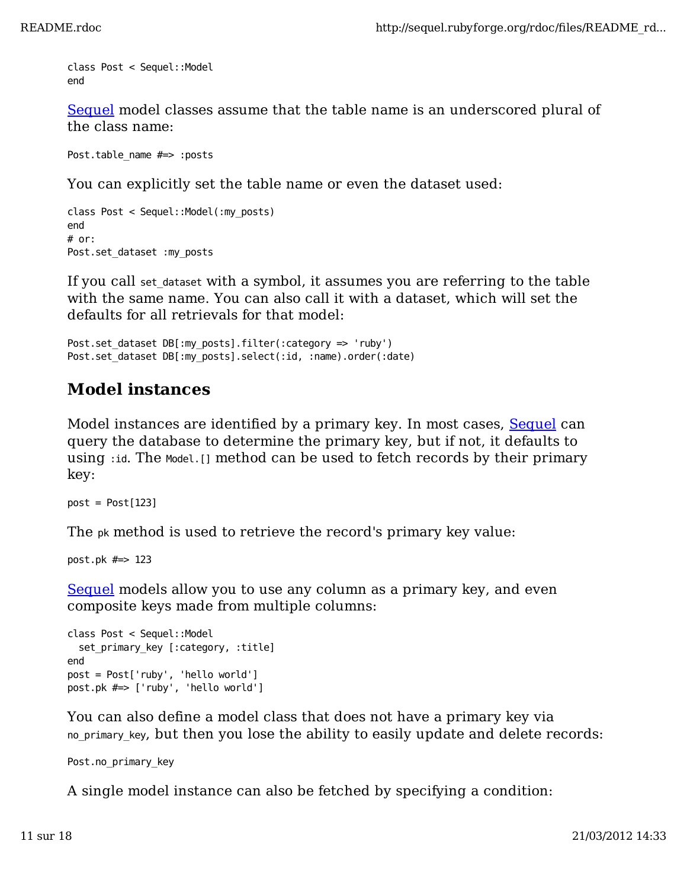```
class Post < Sequel::Model
end
```

Sequel model classes assume that the table name is an underscored plural of the class name:

```
Post.table_name #=> :posts
```

You can explicitly set the table name or even the dataset used:

```
class Post < Sequel::Model(:my_posts)
end
# or:
Post.set_dataset :my_posts
```

If you call `set_dataset` with a symbol, it assumes you are referring to the table with the same name. You can also call it with a dataset, which will set the defaults for all retrievals for that model:

```
Post.set_dataset DB[:my_posts].filter(:category => 'ruby')
Post.set_dataset DB[:my_posts].select(:id, :name).order(:date)
```

## Model instances

Model instances are identified by a primary key. In most cases, Sequel can query the database to determine the primary key, but if not, it defaults to using `:id`. The `Model.[]` method can be used to fetch records by their primary key:

```
post = Post[123]
```

The `pk` method is used to retrieve the record's primary key value:

```
post.pk #=> 123
```

Sequel models allow you to use any column as a primary key, and even composite keys made from multiple columns:

```
class Post < Sequel::Model
  set_primary_key [:category, :title]
end
post = Post['ruby', 'hello world']
post.pk #=> ['ruby', 'hello world']
```

You can also define a model class that does not have a primary key via `no_primary_key`, but then you lose the ability to easily update and delete records:

```
Post.no_primary_key
```

A single model instance can also be fetched by specifying a condition: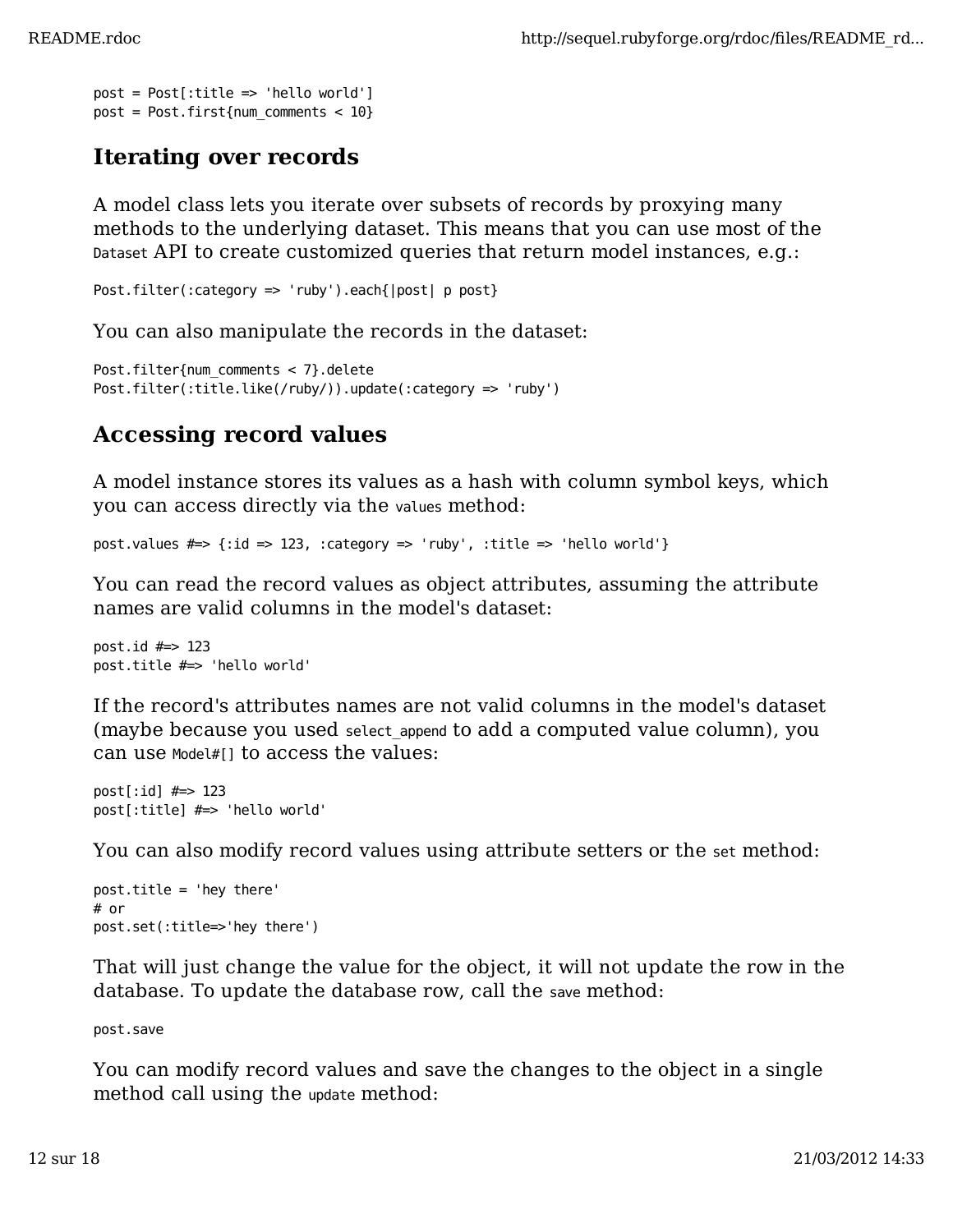```
post = Post[:title => 'hello world']
post = Post.first{num_comments < 10}
```

## Iterating over records

A model class lets you iterate over subsets of records by proxying many methods to the underlying dataset. This means that you can use most of the `Dataset` API to create customized queries that return model instances, e.g.:

```
Post.filter(:category => 'ruby').each{|post| p post}
```

You can also manipulate the records in the dataset:

```
Post.filter{num_comments < 7}.delete
Post.filter(:title.like(/ruby/)).update(:category => 'ruby')
```

## Accessing record values

A model instance stores its values as a hash with column symbol keys, which you can access directly via the `values` method:

```
post.values #=> {:id => 123, :category => 'ruby', :title => 'hello world'}
```

You can read the record values as object attributes, assuming the attribute names are valid columns in the model's dataset:

```
post.id #=> 123
post.title #=> 'hello world'
```

If the record's attributes names are not valid columns in the model's dataset (maybe because you used `select_append` to add a computed value column), you can use `Model#[]` to access the values:

```
post[:id] #=> 123
post[:title] #=> 'hello world'
```

You can also modify record values using attribute setters or the `set` method:

```
post.title = 'hey there'
# or
post.set(:title=>'hey there')
```

That will just change the value for the object, it will not update the row in the database. To update the database row, call the `save` method:

```
post.save
```

You can modify record values and save the changes to the object in a single method call using the `update` method: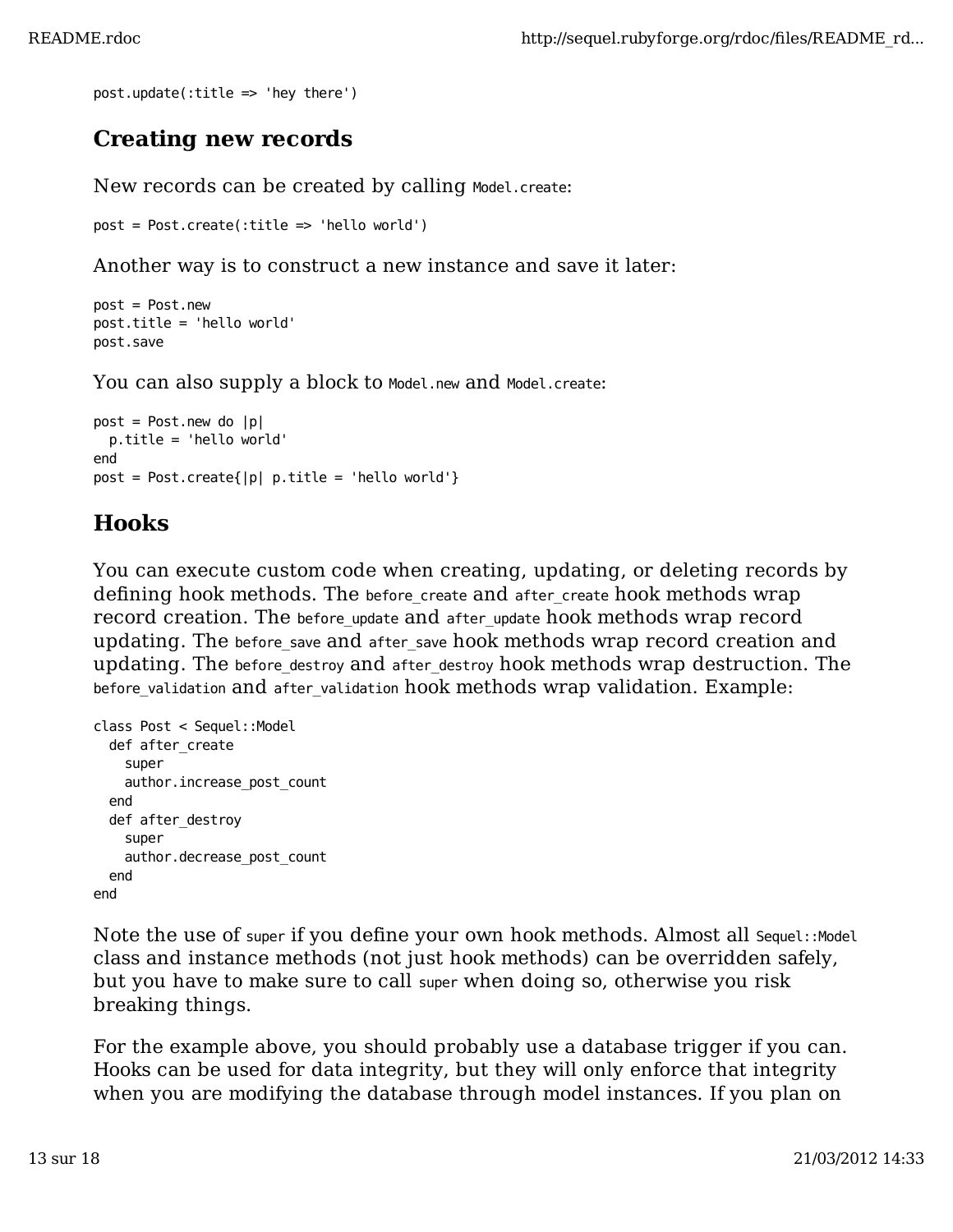```
post.update(:title => 'hey there')
```

## Creating new records

New records can be created by calling `Model.create`:

```
post = Post.create(:title => 'hello world')
```

Another way is to construct a new instance and save it later:

```
post = Post.new
post.title = 'hello world'
post.save
```

You can also supply a block to `Model.new` and `Model.create`:

```
post = Post.new do |p|
  p.title = 'hello world'
end
post = Post.create{|p| p.title = 'hello world'}
```

## Hooks

You can execute custom code when creating, updating, or deleting records by defining hook methods. The `before_create` and `after_create` hook methods wrap record creation. The `before_update` and `after_update` hook methods wrap record updating. The `before_save` and `after_save` hook methods wrap record creation and updating. The `before_destroy` and `after_destroy` hook methods wrap destruction. The `before_validation` and `after_validation` hook methods wrap validation. Example:

```
class Post < Sequel::Model
  def after_create
    super
    author.increase_post_count
  end
  def after_destroy
    super
    author.decrease_post_count
  end
end
```

Note the use of `super` if you define your own hook methods. Almost all `Sequel::Model` class and instance methods (not just hook methods) can be overridden safely, but you have to make sure to call `super` when doing so, otherwise you risk breaking things.

For the example above, you should probably use a database trigger if you can. Hooks can be used for data integrity, but they will only enforce that integrity when you are modifying the database through model instances. If you plan on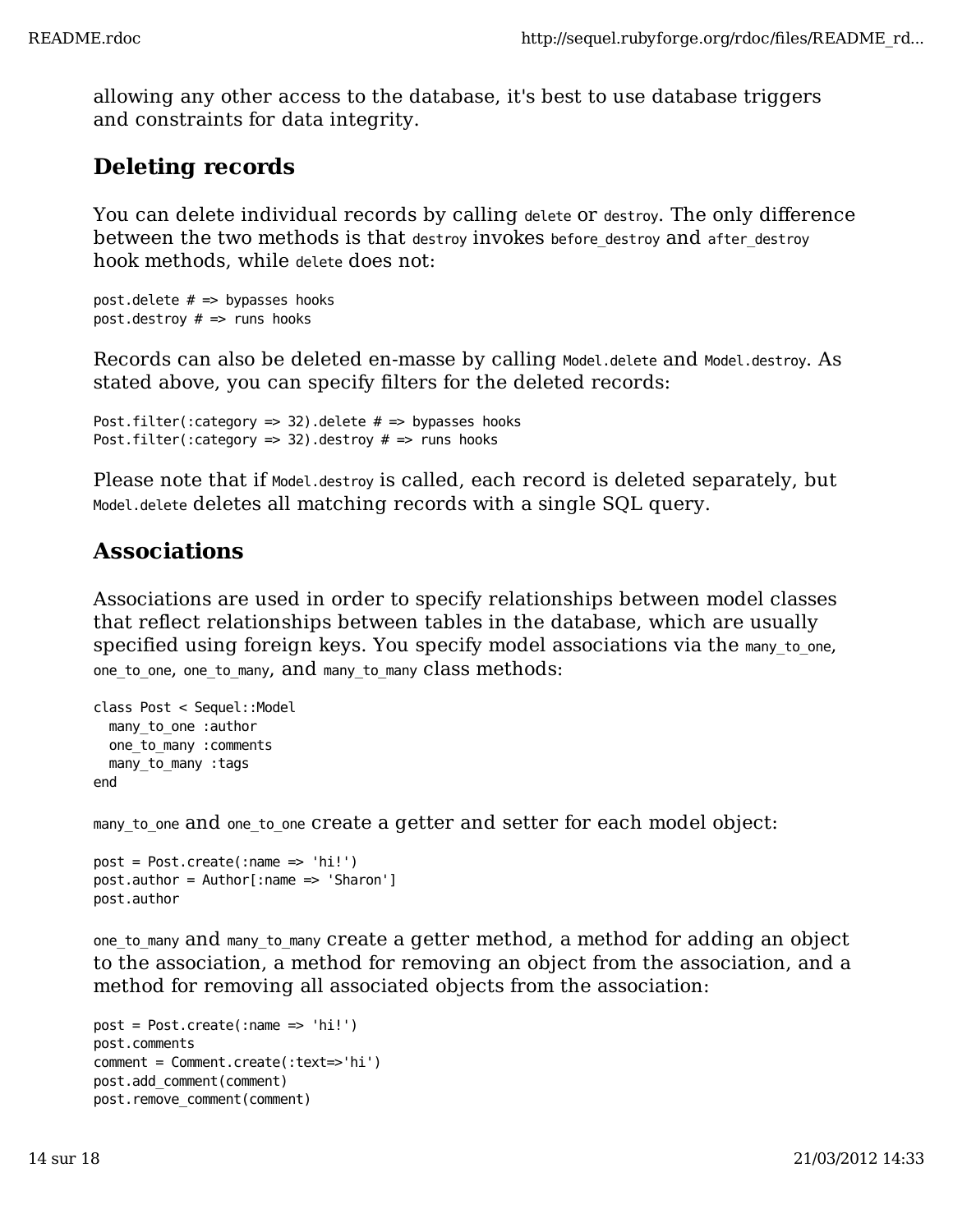allowing any other access to the database, it's best to use database triggers and constraints for data integrity.

## Deleting records

You can delete individual records by calling `delete` or `destroy`. The only difference between the two methods is that `destroy` invokes `before_destroy` and `after_destroy` hook methods, while `delete` does not:

```
post.delete # => bypasses hooks
post.destroy # => runs hooks
```

Records can also be deleted en-masse by calling `Model.delete` and `Model.destroy`. As stated above, you can specify filters for the deleted records:

```
Post.filter(:category => 32).delete # => bypasses hooks
Post.filter(:category => 32).destroy # => runs hooks
```

Please note that if `Model.destroy` is called, each record is deleted separately, but `Model.delete` deletes all matching records with a single SQL query.

## Associations

Associations are used in order to specify relationships between model classes that reflect relationships between tables in the database, which are usually specified using foreign keys. You specify model associations via the `many_to_one`, `one_to_one`, `one_to_many`, and `many_to_many` class methods:

```
class Post < Sequel::Model
  many_to_one :author
  one_to_many :comments
  many_to_many :tags
end
```

`many_to_one` and `one_to_one` create a getter and setter for each model object:

```
post = Post.create(:name => 'hi!')
post.author = Author[:name => 'Sharon']
post.author
```

`one_to_many` and `many_to_many` create a getter method, a method for adding an object to the association, a method for removing an object from the association, and a method for removing all associated objects from the association:

```
post = Post.create(:name => 'hi!')
post.comments
comment = Comment.create(:text=>'hi')
post.add_comment(comment)
post.remove_comment(comment)
```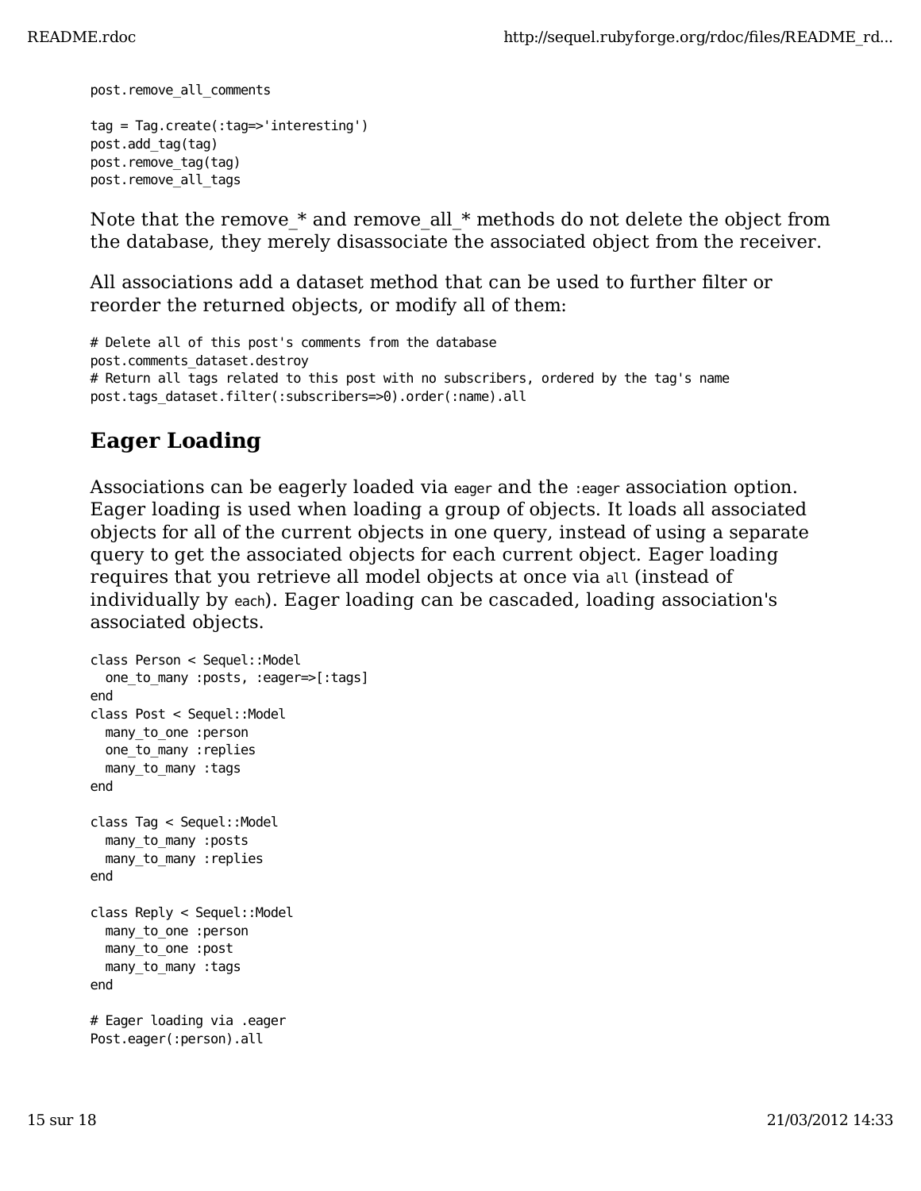```
post.remove_all_comments

tag = Tag.create(:tag=>'interesting')
post.add_tag(tag)
post.remove_tag(tag)
post.remove_all_tags
```

Note that the remove_* and remove_all_* methods do not delete the object from the database, they merely disassociate the associated object from the receiver.

All associations add a dataset method that can be used to further filter or reorder the returned objects, or modify all of them:

```
# Delete all of this post's comments from the database
post.comments_dataset.destroy
# Return all tags related to this post with no subscribers, ordered by the tag's name
post.tags_dataset.filter(:subscribers=>0).order(:name).all
```

## Eager Loading

Associations can be eagerly loaded via `eager` and the `:eager` association option. Eager loading is used when loading a group of objects. It loads all associated objects for all of the current objects in one query, instead of using a separate query to get the associated objects for each current object. Eager loading requires that you retrieve all model objects at once via `all` (instead of individually by `each`). Eager loading can be cascaded, loading association's associated objects.

```
class Person < Sequel::Model
  one_to_many :posts, :eager=>[:tags]
end
class Post < Sequel::Model
  many_to_one :person
  one_to_many :replies
  many_to_many :tags
end

class Tag < Sequel::Model
  many_to_many :posts
  many_to_many :replies
end

class Reply < Sequel::Model
  many_to_one :person
  many_to_one :post
  many_to_many :tags
end

# Eager loading via .eager
Post.eager(:person).all
```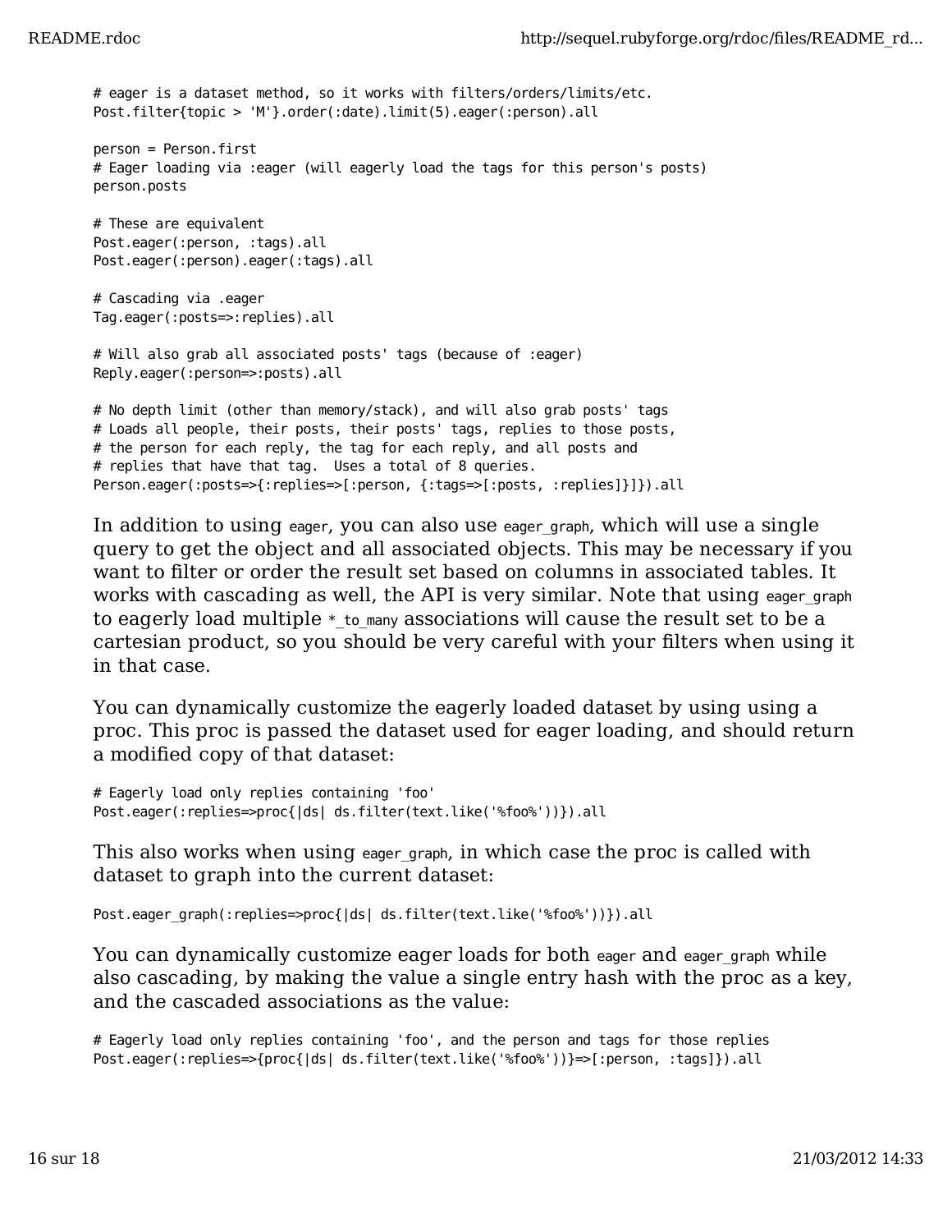```
# eager is a dataset method, so it works with filters/orders/limits/etc.
Post.filter{topic > 'M'}.order(:date).limit(5).eager(:person).all

person = Person.first
# Eager loading via :eager (will eagerly load the tags for this person's posts)
person.posts

# These are equivalent
Post.eager(:person, :tags).all
Post.eager(:person).eager(:tags).all

# Cascading via .eager
Tag.eager(:posts=>:replies).all

# Will also grab all associated posts' tags (because of :eager)
Reply.eager(:person=>:posts).all

# No depth limit (other than memory/stack), and will also grab posts' tags
# Loads all people, their posts, their posts' tags, replies to those posts,
# the person for each reply, the tag for each reply, and all posts and
# replies that have that tag.  Uses a total of 8 queries.
Person.eager(:posts=>{:replies=>[:person, {:tags=>[:posts, :replies]}]}).all
```

In addition to using `eager`, you can also use `eager_graph`, which will use a single query to get the object and all associated objects. This may be necessary if you want to filter or order the result set based on columns in associated tables. It works with cascading as well, the API is very similar. Note that using `eager_graph` to eagerly load multiple `*_to_many` associations will cause the result set to be a cartesian product, so you should be very careful with your filters when using it in that case.

You can dynamically customize the eagerly loaded dataset by using using a proc. This proc is passed the dataset used for eager loading, and should return a modified copy of that dataset:

```
# Eagerly load only replies containing 'foo'
Post.eager(:replies=>proc{|ds| ds.filter(text.like('%foo%'))}).all
```

This also works when using `eager_graph`, in which case the proc is called with dataset to graph into the current dataset:

```
Post.eager_graph(:replies=>proc{|ds| ds.filter(text.like('%foo%'))}).all
```

You can dynamically customize eager loads for both `eager` and `eager_graph` while also cascading, by making the value a single entry hash with the proc as a key, and the cascaded associations as the value:

```
# Eagerly load only replies containing 'foo', and the person and tags for those replies
Post.eager(:replies=>{proc{|ds| ds.filter(text.like('%foo%'))}=>[:person, :tags]}).all
```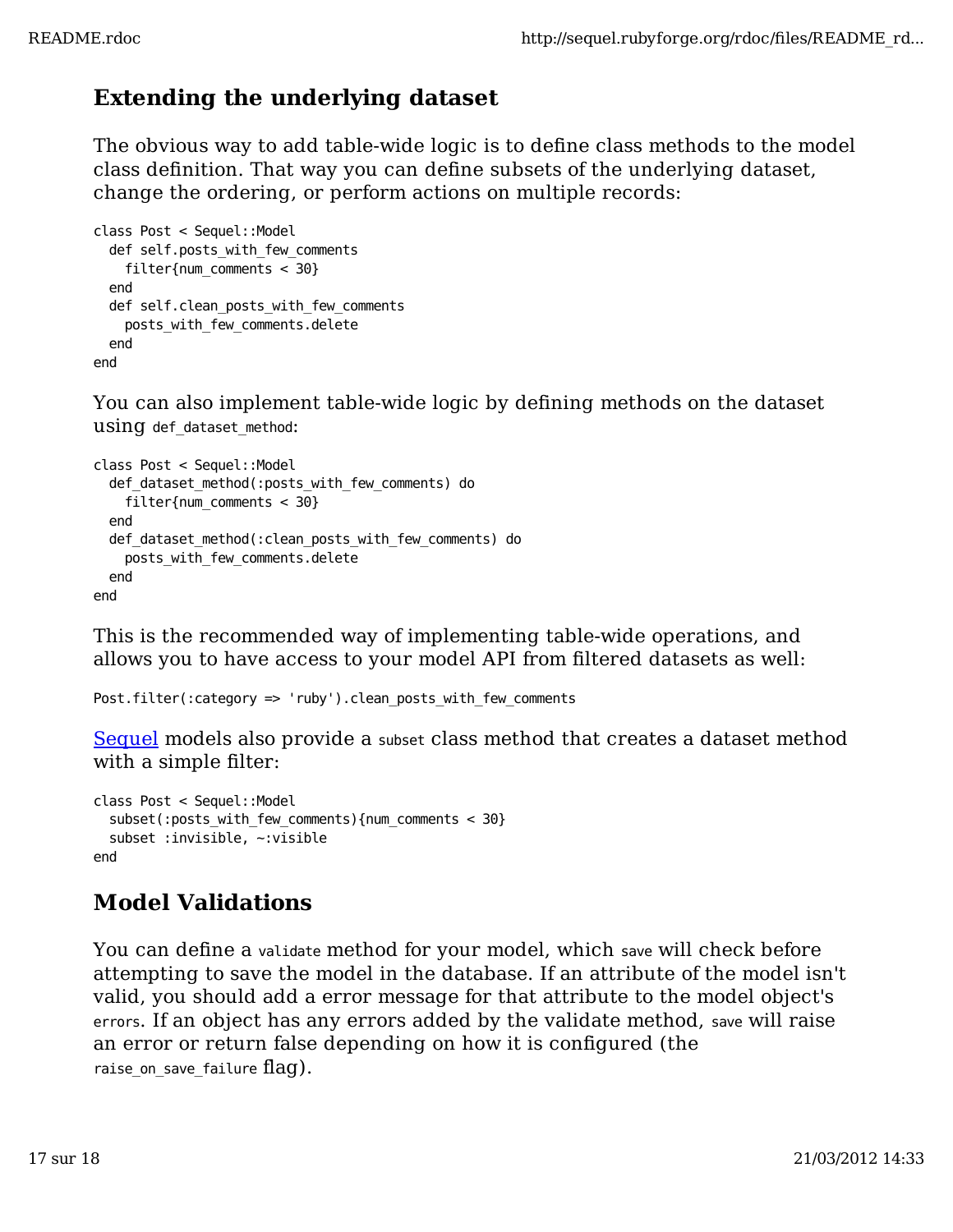### Extending the underlying dataset

The obvious way to add table-wide logic is to define class methods to the model class definition. That way you can define subsets of the underlying dataset, change the ordering, or perform actions on multiple records:

```
class Post < Sequel::Model
  def self.posts_with_few_comments
    filter{num_comments < 30}
  end
  def self.clean_posts_with_few_comments
    posts_with_few_comments.delete
  end
end
```

You can also implement table-wide logic by defining methods on the dataset using `def_dataset_method`:

```
class Post < Sequel::Model
  def_dataset_method(:posts_with_few_comments) do
    filter{num_comments < 30}
  end
  def_dataset_method(:clean_posts_with_few_comments) do
    posts_with_few_comments.delete
  end
end
```

This is the recommended way of implementing table-wide operations, and allows you to have access to your model API from filtered datasets as well:

```
Post.filter(:category => 'ruby').clean_posts_with_few_comments
```

Sequel models also provide a `subset` class method that creates a dataset method with a simple filter:

```
class Post < Sequel::Model
  subset(:posts_with_few_comments){num_comments < 30}
  subset :invisible, ~:visible
end
```

### Model Validations

You can define a `validate` method for your model, which `save` will check before attempting to save the model in the database. If an attribute of the model isn't valid, you should add a error message for that attribute to the model object's `errors`. If an object has any errors added by the validate method, `save` will raise an error or return false depending on how it is configured (the `raise_on_save_failure` flag).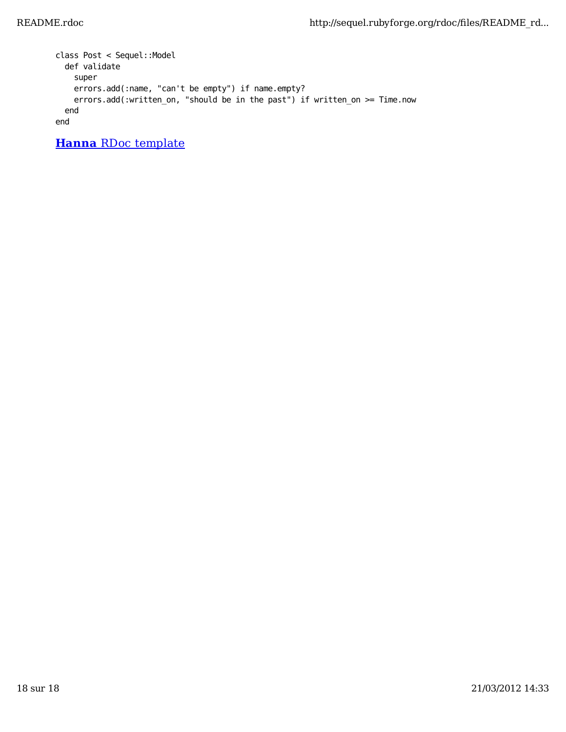```
class Post < Sequel::Model
  def validate
    super
    errors.add(:name, "can't be empty") if name.empty?
    errors.add(:written_on, "should be in the past") if written_on >= Time.now
  end
end
```

**Hanna** RDoc template